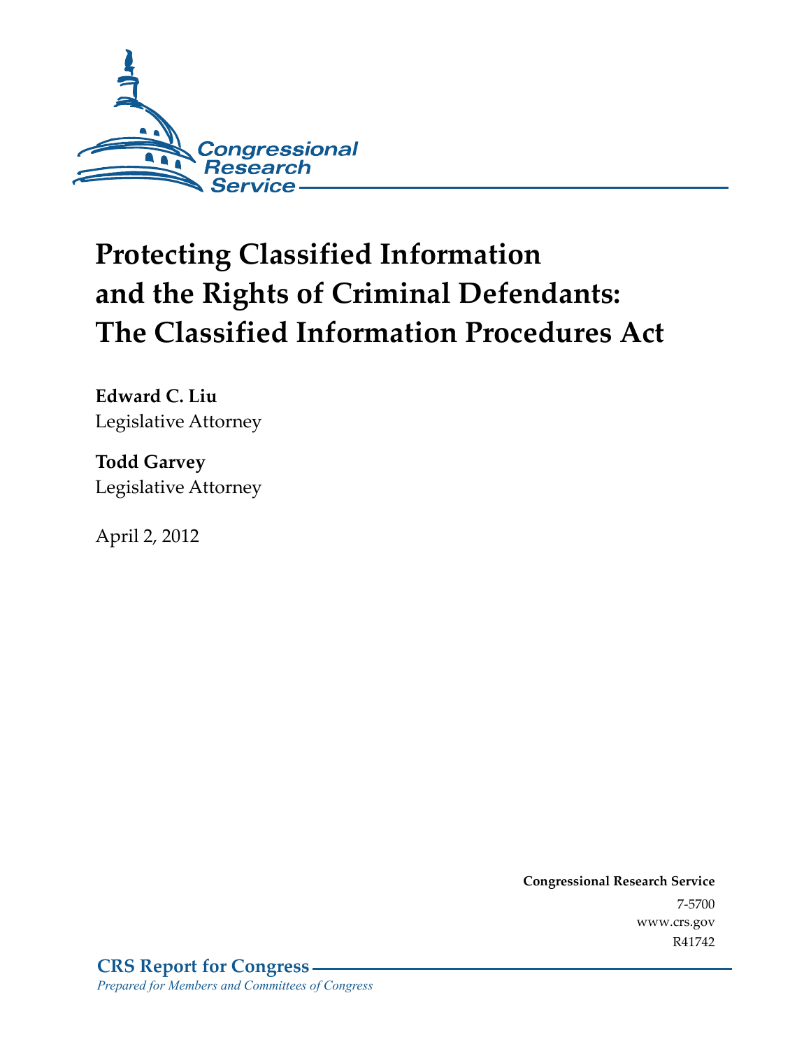Congressional Research Service

# Protecting Classified Information and the Rights of Criminal Defendants: The Classified Information Procedures Act

**Edward C. Liu**
Legislative Attorney

**Todd Garvey**
Legislative Attorney

April 2, 2012

**Congressional Research Service**
7-5700
www.crs.gov
R41742

**CRS Report for Congress**
*Prepared for Members and Committees of Congress*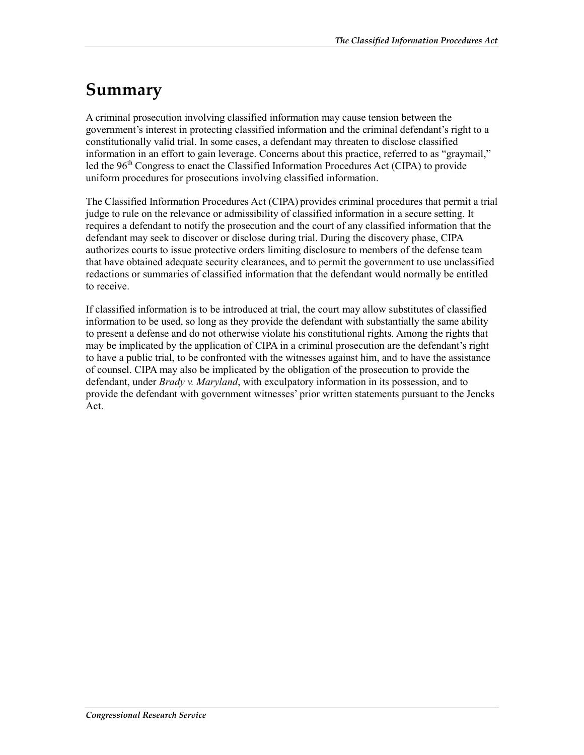# Summary

A criminal prosecution involving classified information may cause tension between the government's interest in protecting classified information and the criminal defendant's right to a constitutionally valid trial. In some cases, a defendant may threaten to disclose classified information in an effort to gain leverage. Concerns about this practice, referred to as "graymail," led the 96th Congress to enact the Classified Information Procedures Act (CIPA) to provide uniform procedures for prosecutions involving classified information.

The Classified Information Procedures Act (CIPA) provides criminal procedures that permit a trial judge to rule on the relevance or admissibility of classified information in a secure setting. It requires a defendant to notify the prosecution and the court of any classified information that the defendant may seek to discover or disclose during trial. During the discovery phase, CIPA authorizes courts to issue protective orders limiting disclosure to members of the defense team that have obtained adequate security clearances, and to permit the government to use unclassified redactions or summaries of classified information that the defendant would normally be entitled to receive.

If classified information is to be introduced at trial, the court may allow substitutes of classified information to be used, so long as they provide the defendant with substantially the same ability to present a defense and do not otherwise violate his constitutional rights. Among the rights that may be implicated by the application of CIPA in a criminal prosecution are the defendant's right to have a public trial, to be confronted with the witnesses against him, and to have the assistance of counsel. CIPA may also be implicated by the obligation of the prosecution to provide the defendant, under *Brady v. Maryland*, with exculpatory information in its possession, and to provide the defendant with government witnesses' prior written statements pursuant to the Jencks Act.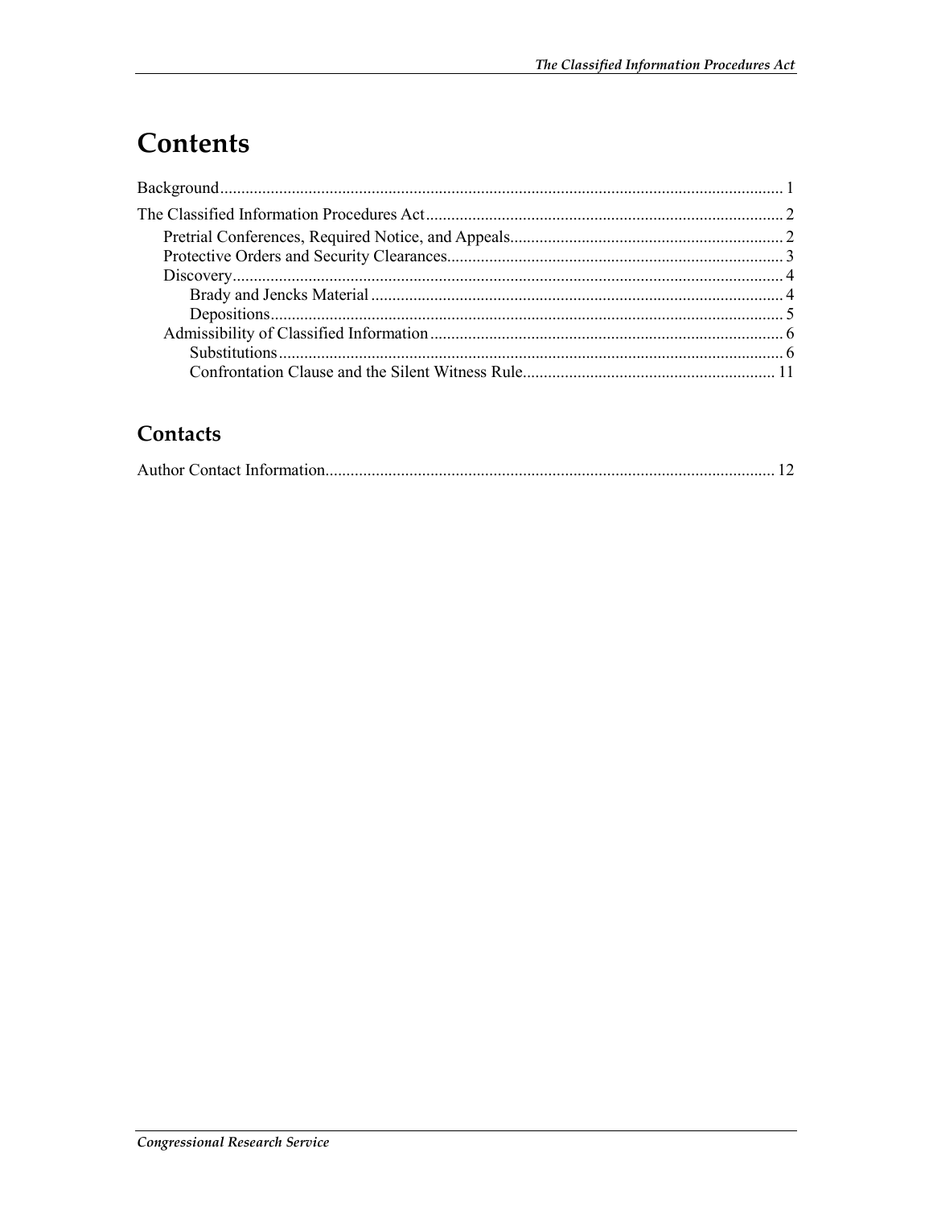# Contents

Background ..................................................................................................................................... 1

The Classified Information Procedures Act .................................................................................... 2

Pretrial Conferences, Required Notice, and Appeals ................................................................ 2

Protective Orders and Security Clearances ............................................................................... 3

Discovery .................................................................................................................................. 4

Brady and Jencks Material ................................................................................................... 4

Depositions .......................................................................................................................... 5

Admissibility of Classified Information ................................................................................... 6

Substitutions ........................................................................................................................ 6

Confrontation Clause and the Silent Witness Rule ............................................................ 11

## Contacts

Author Contact Information .......................................................................................................... 12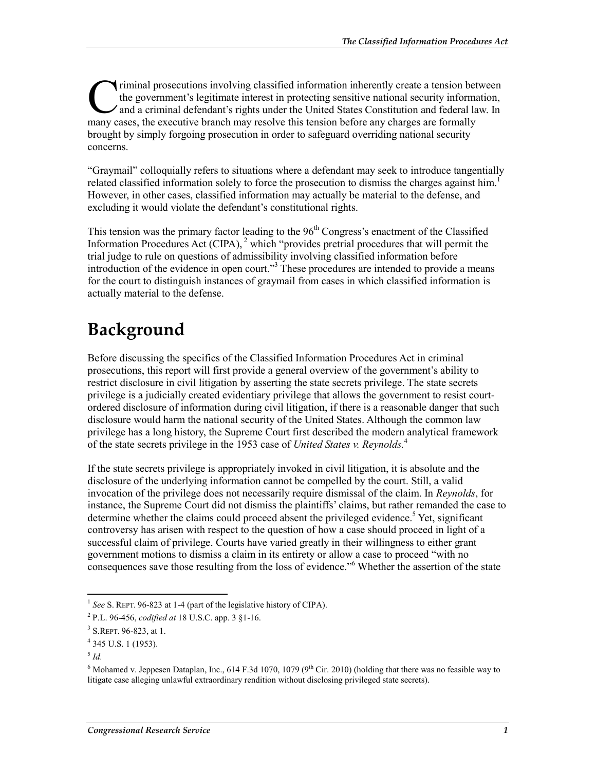Criminal prosecutions involving classified information inherently create a tension between the government's legitimate interest in protecting sensitive national security information, and a criminal defendant's rights under the United States Constitution and federal law. In many cases, the executive branch may resolve this tension before any charges are formally brought by simply forgoing prosecution in order to safeguard overriding national security concerns.

"Graymail" colloquially refers to situations where a defendant may seek to introduce tangentially related classified information solely to force the prosecution to dismiss the charges against him.[1] However, in other cases, classified information may actually be material to the defense, and excluding it would violate the defendant's constitutional rights.

This tension was the primary factor leading to the 96th Congress's enactment of the Classified Information Procedures Act (CIPA),[2] which "provides pretrial procedures that will permit the trial judge to rule on questions of admissibility involving classified information before introduction of the evidence in open court."[3] These procedures are intended to provide a means for the court to distinguish instances of graymail from cases in which classified information is actually material to the defense.

# Background

Before discussing the specifics of the Classified Information Procedures Act in criminal prosecutions, this report will first provide a general overview of the government's ability to restrict disclosure in civil litigation by asserting the state secrets privilege. The state secrets privilege is a judicially created evidentiary privilege that allows the government to resist court-ordered disclosure of information during civil litigation, if there is a reasonable danger that such disclosure would harm the national security of the United States. Although the common law privilege has a long history, the Supreme Court first described the modern analytical framework of the state secrets privilege in the 1953 case of *United States v. Reynolds.*[4]

If the state secrets privilege is appropriately invoked in civil litigation, it is absolute and the disclosure of the underlying information cannot be compelled by the court. Still, a valid invocation of the privilege does not necessarily require dismissal of the claim. In *Reynolds*, for instance, the Supreme Court did not dismiss the plaintiffs' claims, but rather remanded the case to determine whether the claims could proceed absent the privileged evidence.[5] Yet, significant controversy has arisen with respect to the question of how a case should proceed in light of a successful claim of privilege. Courts have varied greatly in their willingness to either grant government motions to dismiss a claim in its entirety or allow a case to proceed "with no consequences save those resulting from the loss of evidence."[6] Whether the assertion of the state

---

[1] *See* S. REPT. 96-823 at 1-4 (part of the legislative history of CIPA).

[2] P.L. 96-456, *codified at* 18 U.S.C. app. 3 §1-16.

[3] S.REPT. 96-823, at 1.

[4] 345 U.S. 1 (1953).

[5] *Id.*

[6] Mohamed v. Jeppesen Dataplan, Inc., 614 F.3d 1070, 1079 (9th Cir. 2010) (holding that there was no feasible way to litigate case alleging unlawful extraordinary rendition without disclosing privileged state secrets).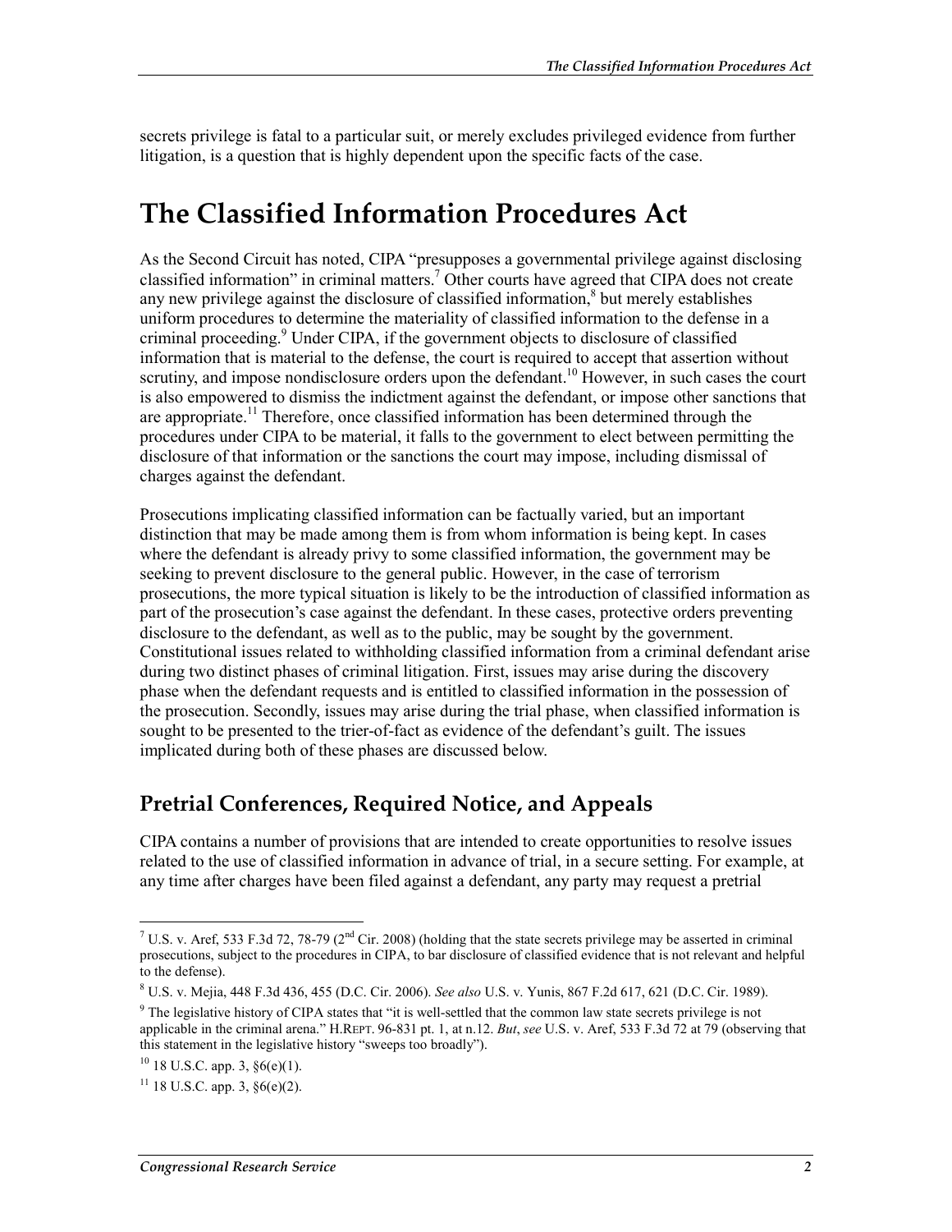secrets privilege is fatal to a particular suit, or merely excludes privileged evidence from further litigation, is a question that is highly dependent upon the specific facts of the case.

# The Classified Information Procedures Act

As the Second Circuit has noted, CIPA "presupposes a governmental privilege against disclosing classified information" in criminal matters.[7] Other courts have agreed that CIPA does not create any new privilege against the disclosure of classified information,[8] but merely establishes uniform procedures to determine the materiality of classified information to the defense in a criminal proceeding.[9] Under CIPA, if the government objects to disclosure of classified information that is material to the defense, the court is required to accept that assertion without scrutiny, and impose nondisclosure orders upon the defendant.[10] However, in such cases the court is also empowered to dismiss the indictment against the defendant, or impose other sanctions that are appropriate.[11] Therefore, once classified information has been determined through the procedures under CIPA to be material, it falls to the government to elect between permitting the disclosure of that information or the sanctions the court may impose, including dismissal of charges against the defendant.

Prosecutions implicating classified information can be factually varied, but an important distinction that may be made among them is from whom information is being kept. In cases where the defendant is already privy to some classified information, the government may be seeking to prevent disclosure to the general public. However, in the case of terrorism prosecutions, the more typical situation is likely to be the introduction of classified information as part of the prosecution's case against the defendant. In these cases, protective orders preventing disclosure to the defendant, as well as to the public, may be sought by the government. Constitutional issues related to withholding classified information from a criminal defendant arise during two distinct phases of criminal litigation. First, issues may arise during the discovery phase when the defendant requests and is entitled to classified information in the possession of the prosecution. Secondly, issues may arise during the trial phase, when classified information is sought to be presented to the trier-of-fact as evidence of the defendant's guilt. The issues implicated during both of these phases are discussed below.

## Pretrial Conferences, Required Notice, and Appeals

CIPA contains a number of provisions that are intended to create opportunities to resolve issues related to the use of classified information in advance of trial, in a secure setting. For example, at any time after charges have been filed against a defendant, any party may request a pretrial

---

[7] U.S. v. Aref, 533 F.3d 72, 78-79 (2nd Cir. 2008) (holding that the state secrets privilege may be asserted in criminal prosecutions, subject to the procedures in CIPA, to bar disclosure of classified evidence that is not relevant and helpful to the defense).

[8] U.S. v. Mejia, 448 F.3d 436, 455 (D.C. Cir. 2006). *See also* U.S. v. Yunis, 867 F.2d 617, 621 (D.C. Cir. 1989).

[9] The legislative history of CIPA states that "it is well-settled that the common law state secrets privilege is not applicable in the criminal arena." H.REPT. 96-831 pt. 1, at n.12. *But*, *see* U.S. v. Aref, 533 F.3d 72 at 79 (observing that this statement in the legislative history "sweeps too broadly").

[10] 18 U.S.C. app. 3, §6(e)(1).

[11] 18 U.S.C. app. 3, §6(e)(2).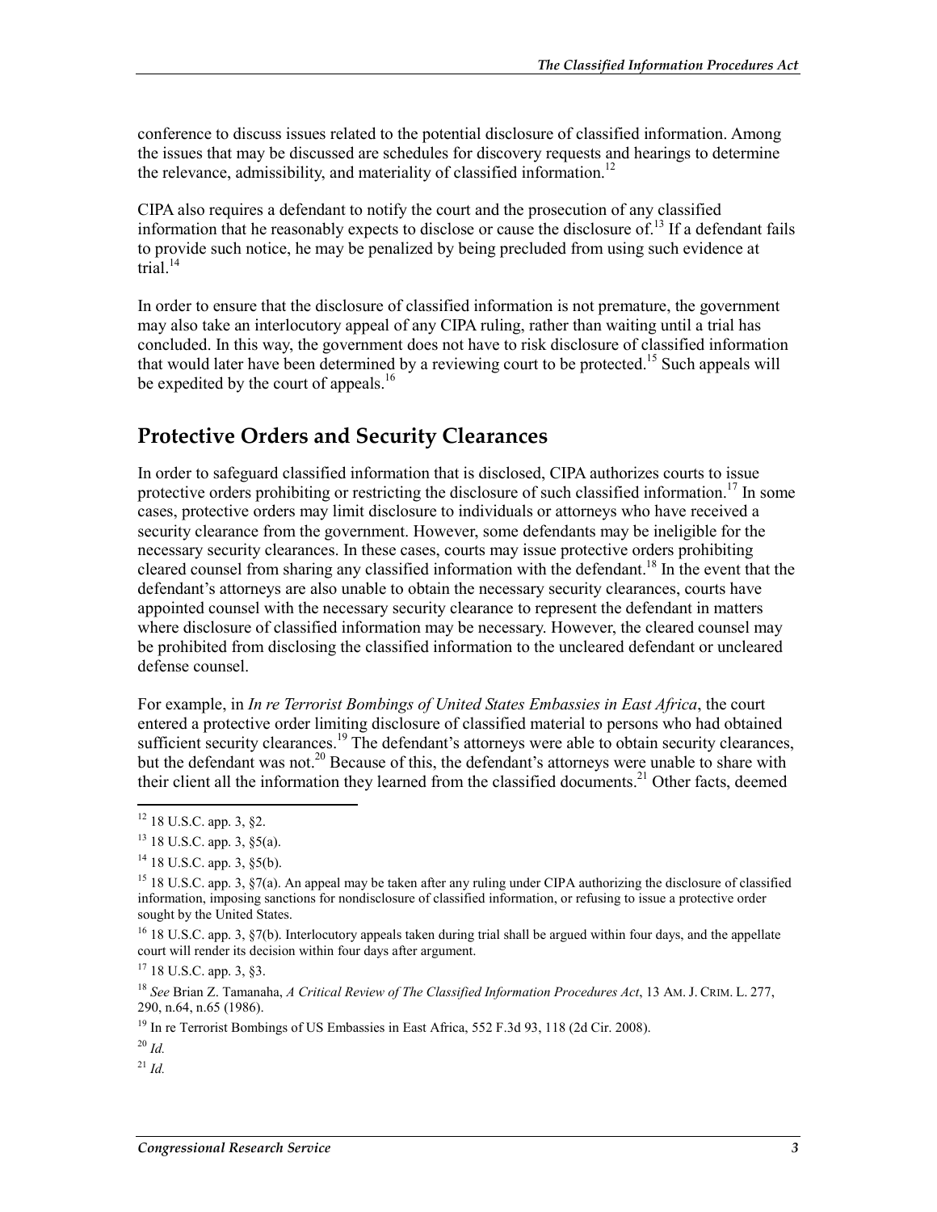conference to discuss issues related to the potential disclosure of classified information. Among the issues that may be discussed are schedules for discovery requests and hearings to determine the relevance, admissibility, and materiality of classified information.[12]

CIPA also requires a defendant to notify the court and the prosecution of any classified information that he reasonably expects to disclose or cause the disclosure of.[13] If a defendant fails to provide such notice, he may be penalized by being precluded from using such evidence at trial.[14]

In order to ensure that the disclosure of classified information is not premature, the government may also take an interlocutory appeal of any CIPA ruling, rather than waiting until a trial has concluded. In this way, the government does not have to risk disclosure of classified information that would later have been determined by a reviewing court to be protected.[15] Such appeals will be expedited by the court of appeals.[16]

## Protective Orders and Security Clearances

In order to safeguard classified information that is disclosed, CIPA authorizes courts to issue protective orders prohibiting or restricting the disclosure of such classified information.[17] In some cases, protective orders may limit disclosure to individuals or attorneys who have received a security clearance from the government. However, some defendants may be ineligible for the necessary security clearances. In these cases, courts may issue protective orders prohibiting cleared counsel from sharing any classified information with the defendant.[18] In the event that the defendant's attorneys are also unable to obtain the necessary security clearances, courts have appointed counsel with the necessary security clearance to represent the defendant in matters where disclosure of classified information may be necessary. However, the cleared counsel may be prohibited from disclosing the classified information to the uncleared defendant or uncleared defense counsel.

For example, in *In re Terrorist Bombings of United States Embassies in East Africa*, the court entered a protective order limiting disclosure of classified material to persons who had obtained sufficient security clearances.[19] The defendant's attorneys were able to obtain security clearances, but the defendant was not.[20] Because of this, the defendant's attorneys were unable to share with their client all the information they learned from the classified documents.[21] Other facts, deemed

---

[12] 18 U.S.C. app. 3, §2.

[13] 18 U.S.C. app. 3, §5(a).

[14] 18 U.S.C. app. 3, §5(b).

[15] 18 U.S.C. app. 3, §7(a). An appeal may be taken after any ruling under CIPA authorizing the disclosure of classified information, imposing sanctions for nondisclosure of classified information, or refusing to issue a protective order sought by the United States.

[16] 18 U.S.C. app. 3, §7(b). Interlocutory appeals taken during trial shall be argued within four days, and the appellate court will render its decision within four days after argument.

[17] 18 U.S.C. app. 3, §3.

[18] *See* Brian Z. Tamanaha, *A Critical Review of The Classified Information Procedures Act*, 13 AM. J. CRIM. L. 277, 290, n.64, n.65 (1986).

[19] In re Terrorist Bombings of US Embassies in East Africa, 552 F.3d 93, 118 (2d Cir. 2008).

[20] *Id.*

[21] *Id.*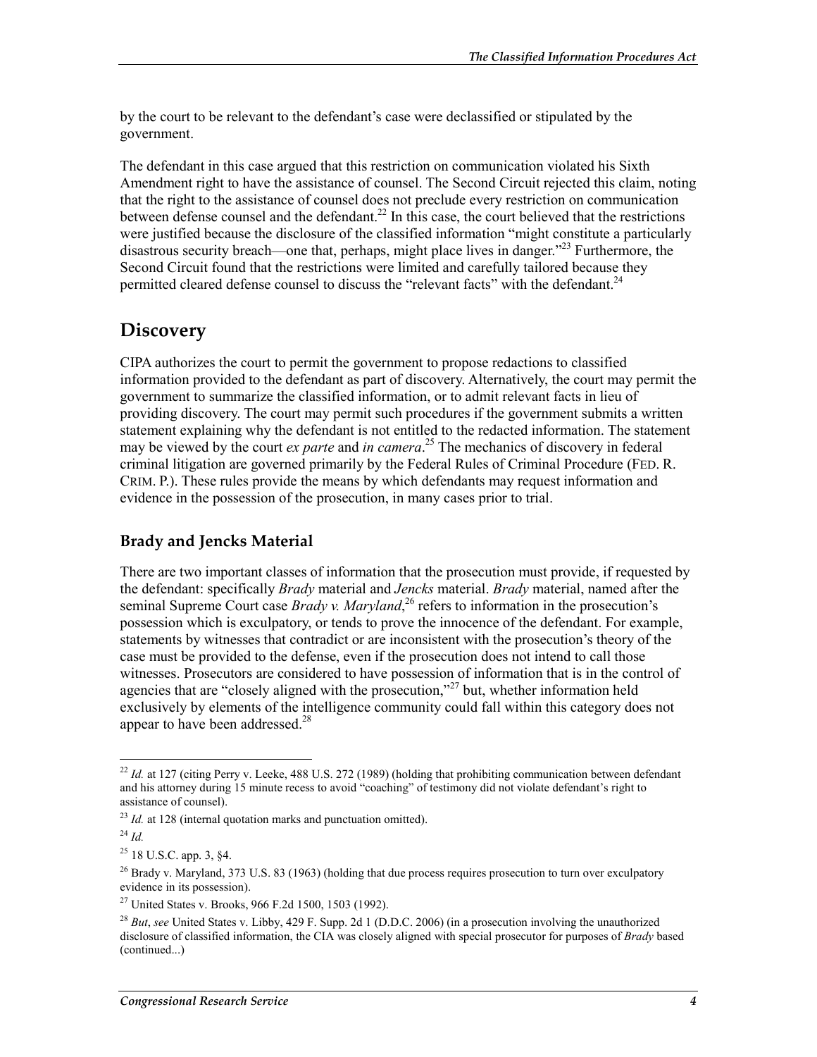by the court to be relevant to the defendant's case were declassified or stipulated by the government.

The defendant in this case argued that this restriction on communication violated his Sixth Amendment right to have the assistance of counsel. The Second Circuit rejected this claim, noting that the right to the assistance of counsel does not preclude every restriction on communication between defense counsel and the defendant.[22] In this case, the court believed that the restrictions were justified because the disclosure of the classified information "might constitute a particularly disastrous security breach—one that, perhaps, might place lives in danger."[23] Furthermore, the Second Circuit found that the restrictions were limited and carefully tailored because they permitted cleared defense counsel to discuss the "relevant facts" with the defendant.[24]

## Discovery

CIPA authorizes the court to permit the government to propose redactions to classified information provided to the defendant as part of discovery. Alternatively, the court may permit the government to summarize the classified information, or to admit relevant facts in lieu of providing discovery. The court may permit such procedures if the government submits a written statement explaining why the defendant is not entitled to the redacted information. The statement may be viewed by the court *ex parte* and *in camera*.[25] The mechanics of discovery in federal criminal litigation are governed primarily by the Federal Rules of Criminal Procedure (FED. R. CRIM. P.). These rules provide the means by which defendants may request information and evidence in the possession of the prosecution, in many cases prior to trial.

### Brady and Jencks Material

There are two important classes of information that the prosecution must provide, if requested by the defendant: specifically *Brady* material and *Jencks* material. *Brady* material, named after the seminal Supreme Court case *Brady v. Maryland*,[26] refers to information in the prosecution's possession which is exculpatory, or tends to prove the innocence of the defendant. For example, statements by witnesses that contradict or are inconsistent with the prosecution's theory of the case must be provided to the defense, even if the prosecution does not intend to call those witnesses. Prosecutors are considered to have possession of information that is in the control of agencies that are "closely aligned with the prosecution,"[27] but, whether information held exclusively by elements of the intelligence community could fall within this category does not appear to have been addressed.[28]

---

[22] *Id.* at 127 (citing Perry v. Leeke, 488 U.S. 272 (1989) (holding that prohibiting communication between defendant and his attorney during 15 minute recess to avoid "coaching" of testimony did not violate defendant's right to assistance of counsel).

[23] *Id.* at 128 (internal quotation marks and punctuation omitted).

[24] *Id.*

[25] 18 U.S.C. app. 3, §4.

[26] Brady v. Maryland, 373 U.S. 83 (1963) (holding that due process requires prosecution to turn over exculpatory evidence in its possession).

[27] United States v. Brooks, 966 F.2d 1500, 1503 (1992).

[28] *But*, *see* United States v. Libby, 429 F. Supp. 2d 1 (D.D.C. 2006) (in a prosecution involving the unauthorized disclosure of classified information, the CIA was closely aligned with special prosecutor for purposes of *Brady* based (continued...)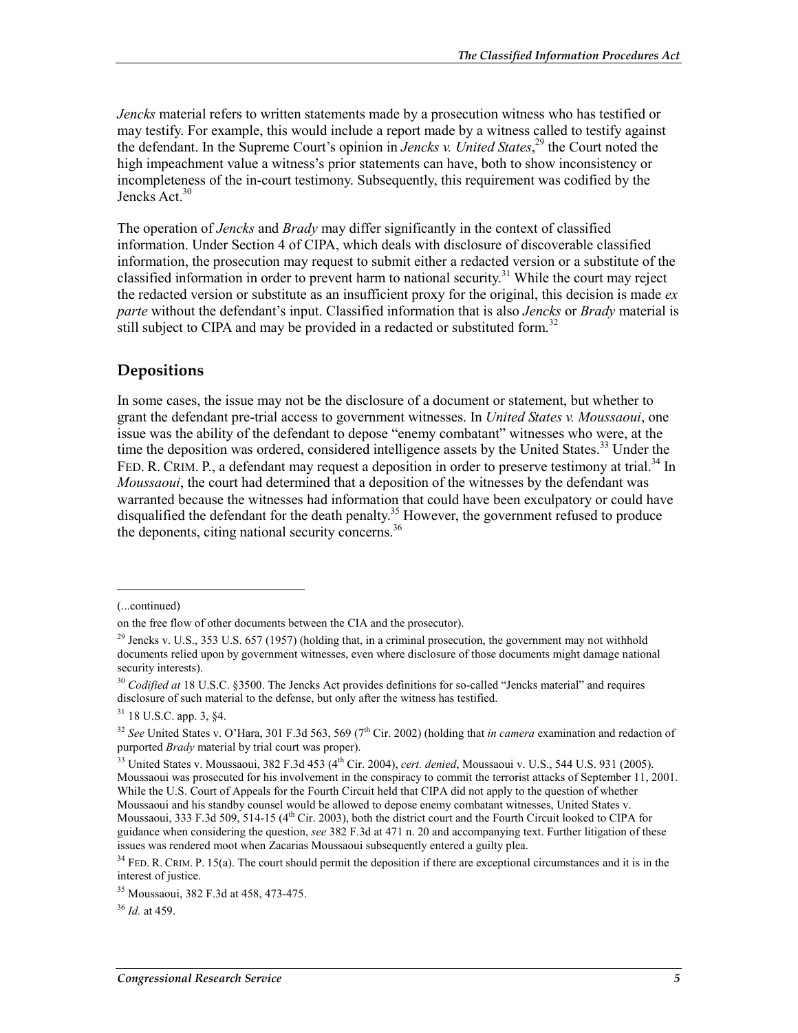*Jencks* material refers to written statements made by a prosecution witness who has testified or may testify. For example, this would include a report made by a witness called to testify against the defendant. In the Supreme Court's opinion in *Jencks v. United States*,[29] the Court noted the high impeachment value a witness's prior statements can have, both to show inconsistency or incompleteness of the in-court testimony. Subsequently, this requirement was codified by the Jencks Act.[30]

The operation of *Jencks* and *Brady* may differ significantly in the context of classified information. Under Section 4 of CIPA, which deals with disclosure of discoverable classified information, the prosecution may request to submit either a redacted version or a substitute of the classified information in order to prevent harm to national security.[31] While the court may reject the redacted version or substitute as an insufficient proxy for the original, this decision is made *ex parte* without the defendant's input. Classified information that is also *Jencks* or *Brady* material is still subject to CIPA and may be provided in a redacted or substituted form.[32]

## Depositions

In some cases, the issue may not be the disclosure of a document or statement, but whether to grant the defendant pre-trial access to government witnesses. In *United States v. Moussaoui*, one issue was the ability of the defendant to depose "enemy combatant" witnesses who were, at the time the deposition was ordered, considered intelligence assets by the United States.[33] Under the FED. R. CRIM. P., a defendant may request a deposition in order to preserve testimony at trial.[34] In *Moussaoui*, the court had determined that a deposition of the witnesses by the defendant was warranted because the witnesses had information that could have been exculpatory or could have disqualified the defendant for the death penalty.[35] However, the government refused to produce the deponents, citing national security concerns.[36]

---

(...continued)

on the free flow of other documents between the CIA and the prosecutor).

[29] Jencks v. U.S., 353 U.S. 657 (1957) (holding that, in a criminal prosecution, the government may not withhold documents relied upon by government witnesses, even where disclosure of those documents might damage national security interests).

[30] *Codified at* 18 U.S.C. §3500. The Jencks Act provides definitions for so-called "Jencks material" and requires disclosure of such material to the defense, but only after the witness has testified.

[31] 18 U.S.C. app. 3, §4.

[32] *See* United States v. O'Hara, 301 F.3d 563, 569 (7th Cir. 2002) (holding that *in camera* examination and redaction of purported *Brady* material by trial court was proper).

[33] United States v. Moussaoui, 382 F.3d 453 (4th Cir. 2004), *cert. denied*, Moussaoui v. U.S., 544 U.S. 931 (2005). Moussaoui was prosecuted for his involvement in the conspiracy to commit the terrorist attacks of September 11, 2001. While the U.S. Court of Appeals for the Fourth Circuit held that CIPA did not apply to the question of whether Moussaoui and his standby counsel would be allowed to depose enemy combatant witnesses, United States v. Moussaoui, 333 F.3d 509, 514-15 (4th Cir. 2003), both the district court and the Fourth Circuit looked to CIPA for guidance when considering the question, *see* 382 F.3d at 471 n. 20 and accompanying text. Further litigation of these issues was rendered moot when Zacarias Moussaoui subsequently entered a guilty plea.

[34] FED. R. CRIM. P. 15(a). The court should permit the deposition if there are exceptional circumstances and it is in the interest of justice.

[35] Moussaoui, 382 F.3d at 458, 473-475.

[36] *Id.* at 459.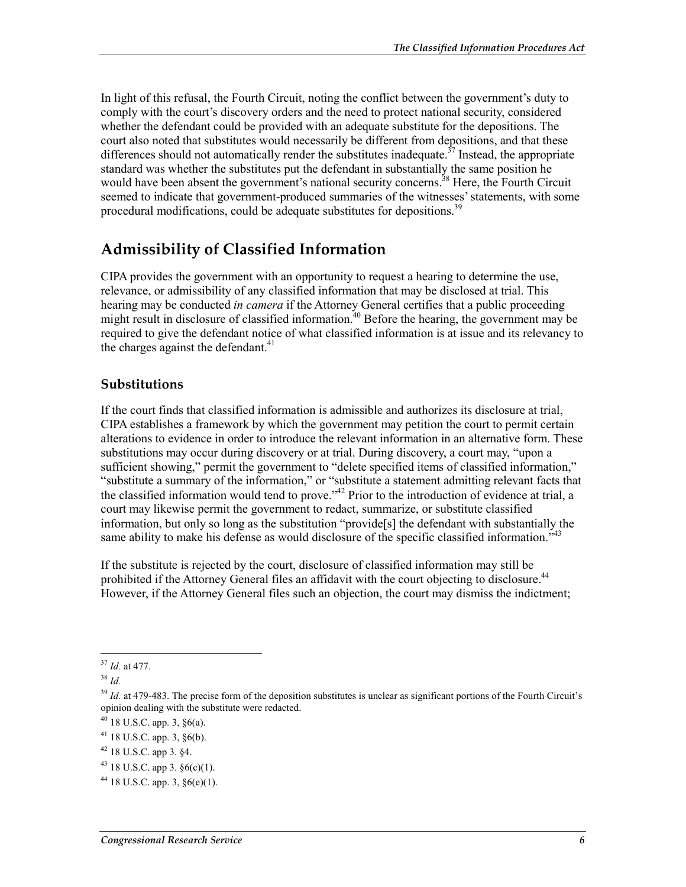In light of this refusal, the Fourth Circuit, noting the conflict between the government's duty to comply with the court's discovery orders and the need to protect national security, considered whether the defendant could be provided with an adequate substitute for the depositions. The court also noted that substitutes would necessarily be different from depositions, and that these differences should not automatically render the substitutes inadequate.[37] Instead, the appropriate standard was whether the substitutes put the defendant in substantially the same position he would have been absent the government's national security concerns.[38] Here, the Fourth Circuit seemed to indicate that government-produced summaries of the witnesses' statements, with some procedural modifications, could be adequate substitutes for depositions.[39]

## Admissibility of Classified Information

CIPA provides the government with an opportunity to request a hearing to determine the use, relevance, or admissibility of any classified information that may be disclosed at trial. This hearing may be conducted *in camera* if the Attorney General certifies that a public proceeding might result in disclosure of classified information.[40] Before the hearing, the government may be required to give the defendant notice of what classified information is at issue and its relevancy to the charges against the defendant.[41]

### Substitutions

If the court finds that classified information is admissible and authorizes its disclosure at trial, CIPA establishes a framework by which the government may petition the court to permit certain alterations to evidence in order to introduce the relevant information in an alternative form. These substitutions may occur during discovery or at trial. During discovery, a court may, "upon a sufficient showing," permit the government to "delete specified items of classified information," "substitute a summary of the information," or "substitute a statement admitting relevant facts that the classified information would tend to prove."[42] Prior to the introduction of evidence at trial, a court may likewise permit the government to redact, summarize, or substitute classified information, but only so long as the substitution "provide[s] the defendant with substantially the same ability to make his defense as would disclosure of the specific classified information."[43]

If the substitute is rejected by the court, disclosure of classified information may still be prohibited if the Attorney General files an affidavit with the court objecting to disclosure.[44] However, if the Attorney General files such an objection, the court may dismiss the indictment;

---

[37] *Id.* at 477.

[38] *Id.*

[39] *Id.* at 479-483. The precise form of the deposition substitutes is unclear as significant portions of the Fourth Circuit's opinion dealing with the substitute were redacted.

[40] 18 U.S.C. app. 3, §6(a).

[41] 18 U.S.C. app. 3, §6(b).

[42] 18 U.S.C. app 3. §4.

[43] 18 U.S.C. app 3. §6(c)(1).

[44] 18 U.S.C. app. 3, §6(e)(1).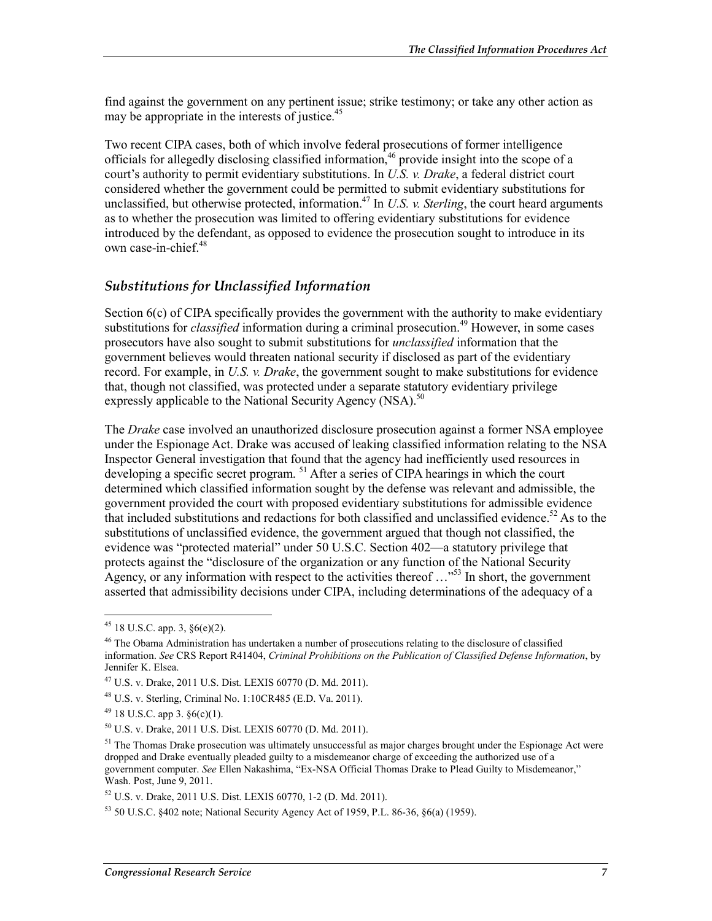find against the government on any pertinent issue; strike testimony; or take any other action as may be appropriate in the interests of justice.[45]

Two recent CIPA cases, both of which involve federal prosecutions of former intelligence officials for allegedly disclosing classified information,[46] provide insight into the scope of a court's authority to permit evidentiary substitutions. In *U.S. v. Drake*, a federal district court considered whether the government could be permitted to submit evidentiary substitutions for unclassified, but otherwise protected, information.[47] In *U.S. v. Sterling*, the court heard arguments as to whether the prosecution was limited to offering evidentiary substitutions for evidence introduced by the defendant, as opposed to evidence the prosecution sought to introduce in its own case-in-chief.[48]

### *Substitutions for Unclassified Information*

Section 6(c) of CIPA specifically provides the government with the authority to make evidentiary substitutions for *classified* information during a criminal prosecution.[49] However, in some cases prosecutors have also sought to submit substitutions for *unclassified* information that the government believes would threaten national security if disclosed as part of the evidentiary record. For example, in *U.S. v. Drake*, the government sought to make substitutions for evidence that, though not classified, was protected under a separate statutory evidentiary privilege expressly applicable to the National Security Agency (NSA).[50]

The *Drake* case involved an unauthorized disclosure prosecution against a former NSA employee under the Espionage Act. Drake was accused of leaking classified information relating to the NSA Inspector General investigation that found that the agency had inefficiently used resources in developing a specific secret program.[51] After a series of CIPA hearings in which the court determined which classified information sought by the defense was relevant and admissible, the government provided the court with proposed evidentiary substitutions for admissible evidence that included substitutions and redactions for both classified and unclassified evidence.[52] As to the substitutions of unclassified evidence, the government argued that though not classified, the evidence was "protected material" under 50 U.S.C. Section 402—a statutory privilege that protects against the "disclosure of the organization or any function of the National Security Agency, or any information with respect to the activities thereof …"[53] In short, the government asserted that admissibility decisions under CIPA, including determinations of the adequacy of a

---

[45] 18 U.S.C. app. 3, §6(e)(2).

[46] The Obama Administration has undertaken a number of prosecutions relating to the disclosure of classified information. *See* CRS Report R41404, *Criminal Prohibitions on the Publication of Classified Defense Information*, by Jennifer K. Elsea.

[47] U.S. v. Drake, 2011 U.S. Dist. LEXIS 60770 (D. Md. 2011).

[48] U.S. v. Sterling, Criminal No. 1:10CR485 (E.D. Va. 2011).

[49] 18 U.S.C. app 3. §6(c)(1).

[50] U.S. v. Drake, 2011 U.S. Dist. LEXIS 60770 (D. Md. 2011).

[51] The Thomas Drake prosecution was ultimately unsuccessful as major charges brought under the Espionage Act were dropped and Drake eventually pleaded guilty to a misdemeanor charge of exceeding the authorized use of a government computer. *See* Ellen Nakashima, "Ex-NSA Official Thomas Drake to Plead Guilty to Misdemeanor," Wash. Post, June 9, 2011.

[52] U.S. v. Drake, 2011 U.S. Dist. LEXIS 60770, 1-2 (D. Md. 2011).

[53] 50 U.S.C. §402 note; National Security Agency Act of 1959, P.L. 86-36, §6(a) (1959).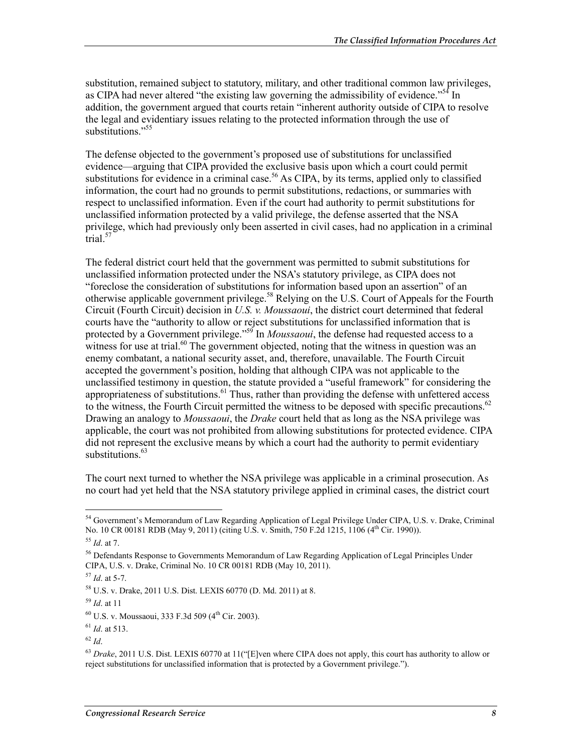substitution, remained subject to statutory, military, and other traditional common law privileges, as CIPA had never altered "the existing law governing the admissibility of evidence."[54] In addition, the government argued that courts retain "inherent authority outside of CIPA to resolve the legal and evidentiary issues relating to the protected information through the use of substitutions."[55]

The defense objected to the government's proposed use of substitutions for unclassified evidence—arguing that CIPA provided the exclusive basis upon which a court could permit substitutions for evidence in a criminal case.[56] As CIPA, by its terms, applied only to classified information, the court had no grounds to permit substitutions, redactions, or summaries with respect to unclassified information. Even if the court had authority to permit substitutions for unclassified information protected by a valid privilege, the defense asserted that the NSA privilege, which had previously only been asserted in civil cases, had no application in a criminal trial.[57]

The federal district court held that the government was permitted to submit substitutions for unclassified information protected under the NSA's statutory privilege, as CIPA does not "foreclose the consideration of substitutions for information based upon an assertion" of an otherwise applicable government privilege.[58] Relying on the U.S. Court of Appeals for the Fourth Circuit (Fourth Circuit) decision in *U.S. v. Moussaoui*, the district court determined that federal courts have the "authority to allow or reject substitutions for unclassified information that is protected by a Government privilege."[59] In *Moussaoui*, the defense had requested access to a witness for use at trial.[60] The government objected, noting that the witness in question was an enemy combatant, a national security asset, and, therefore, unavailable. The Fourth Circuit accepted the government's position, holding that although CIPA was not applicable to the unclassified testimony in question, the statute provided a "useful framework" for considering the appropriateness of substitutions.[61] Thus, rather than providing the defense with unfettered access to the witness, the Fourth Circuit permitted the witness to be deposed with specific precautions.[62] Drawing an analogy to *Moussaoui*, the *Drake* court held that as long as the NSA privilege was applicable, the court was not prohibited from allowing substitutions for protected evidence. CIPA did not represent the exclusive means by which a court had the authority to permit evidentiary substitutions.[63]

The court next turned to whether the NSA privilege was applicable in a criminal prosecution. As no court had yet held that the NSA statutory privilege applied in criminal cases, the district court

---

[54] Government's Memorandum of Law Regarding Application of Legal Privilege Under CIPA, U.S. v. Drake, Criminal No. 10 CR 00181 RDB (May 9, 2011) (citing U.S. v. Smith, 750 F.2d 1215, 1106 (4th Cir. 1990)).

[55] *Id*. at 7.

[56] Defendants Response to Governments Memorandum of Law Regarding Application of Legal Principles Under CIPA, U.S. v. Drake, Criminal No. 10 CR 00181 RDB (May 10, 2011).

[57] *Id*. at 5-7.

[58] U.S. v. Drake, 2011 U.S. Dist. LEXIS 60770 (D. Md. 2011) at 8.

[59] *Id*. at 11

[60] U.S. v. Moussaoui, 333 F.3d 509 (4th Cir. 2003).

[61] *Id*. at 513.

[62] *Id*.

[63] *Drake*, 2011 U.S. Dist. LEXIS 60770 at 11("[E]ven where CIPA does not apply, this court has authority to allow or reject substitutions for unclassified information that is protected by a Government privilege.").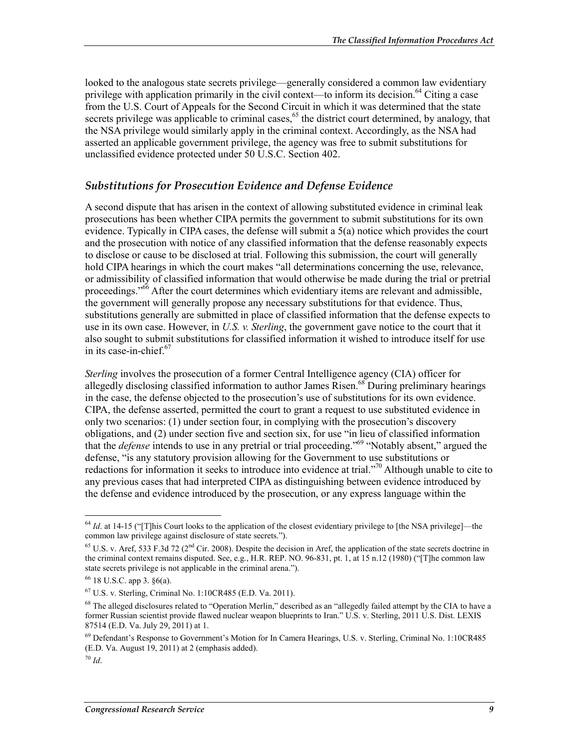looked to the analogous state secrets privilege—generally considered a common law evidentiary privilege with application primarily in the civil context—to inform its decision.[64] Citing a case from the U.S. Court of Appeals for the Second Circuit in which it was determined that the state secrets privilege was applicable to criminal cases,[65] the district court determined, by analogy, that the NSA privilege would similarly apply in the criminal context. Accordingly, as the NSA had asserted an applicable government privilege, the agency was free to submit substitutions for unclassified evidence protected under 50 U.S.C. Section 402.

### *Substitutions for Prosecution Evidence and Defense Evidence*

A second dispute that has arisen in the context of allowing substituted evidence in criminal leak prosecutions has been whether CIPA permits the government to submit substitutions for its own evidence. Typically in CIPA cases, the defense will submit a 5(a) notice which provides the court and the prosecution with notice of any classified information that the defense reasonably expects to disclose or cause to be disclosed at trial. Following this submission, the court will generally hold CIPA hearings in which the court makes "all determinations concerning the use, relevance, or admissibility of classified information that would otherwise be made during the trial or pretrial proceedings."[66] After the court determines which evidentiary items are relevant and admissible, the government will generally propose any necessary substitutions for that evidence. Thus, substitutions generally are submitted in place of classified information that the defense expects to use in its own case. However, in *U.S. v. Sterling*, the government gave notice to the court that it also sought to submit substitutions for classified information it wished to introduce itself for use in its case-in-chief.[67]

*Sterling* involves the prosecution of a former Central Intelligence agency (CIA) officer for allegedly disclosing classified information to author James Risen.[68] During preliminary hearings in the case, the defense objected to the prosecution's use of substitutions for its own evidence. CIPA, the defense asserted, permitted the court to grant a request to use substituted evidence in only two scenarios: (1) under section four, in complying with the prosecution's discovery obligations, and (2) under section five and section six, for use "in lieu of classified information that the *defense* intends to use in any pretrial or trial proceeding."[69] "Notably absent," argued the defense, "is any statutory provision allowing for the Government to use substitutions or redactions for information it seeks to introduce into evidence at trial."[70] Although unable to cite to any previous cases that had interpreted CIPA as distinguishing between evidence introduced by the defense and evidence introduced by the prosecution, or any express language within the

---

[64] *Id*. at 14-15 ("[T]his Court looks to the application of the closest evidentiary privilege to [the NSA privilege]—the common law privilege against disclosure of state secrets.").

[65] U.S. v. Aref, 533 F.3d 72 (2nd Cir. 2008). Despite the decision in Aref, the application of the state secrets doctrine in the criminal context remains disputed. See, e.g., H.R. REP. NO. 96-831, pt. 1, at 15 n.12 (1980) ("[T]he common law state secrets privilege is not applicable in the criminal arena.").

[66] 18 U.S.C. app 3. §6(a).

[67] U.S. v. Sterling, Criminal No. 1:10CR485 (E.D. Va. 2011).

[68] The alleged disclosures related to "Operation Merlin," described as an "allegedly failed attempt by the CIA to have a former Russian scientist provide flawed nuclear weapon blueprints to Iran." U.S. v. Sterling, 2011 U.S. Dist. LEXIS 87514 (E.D. Va. July 29, 2011) at 1.

[69] Defendant's Response to Government's Motion for In Camera Hearings, U.S. v. Sterling, Criminal No. 1:10CR485 (E.D. Va. August 19, 2011) at 2 (emphasis added).

[70] *Id*.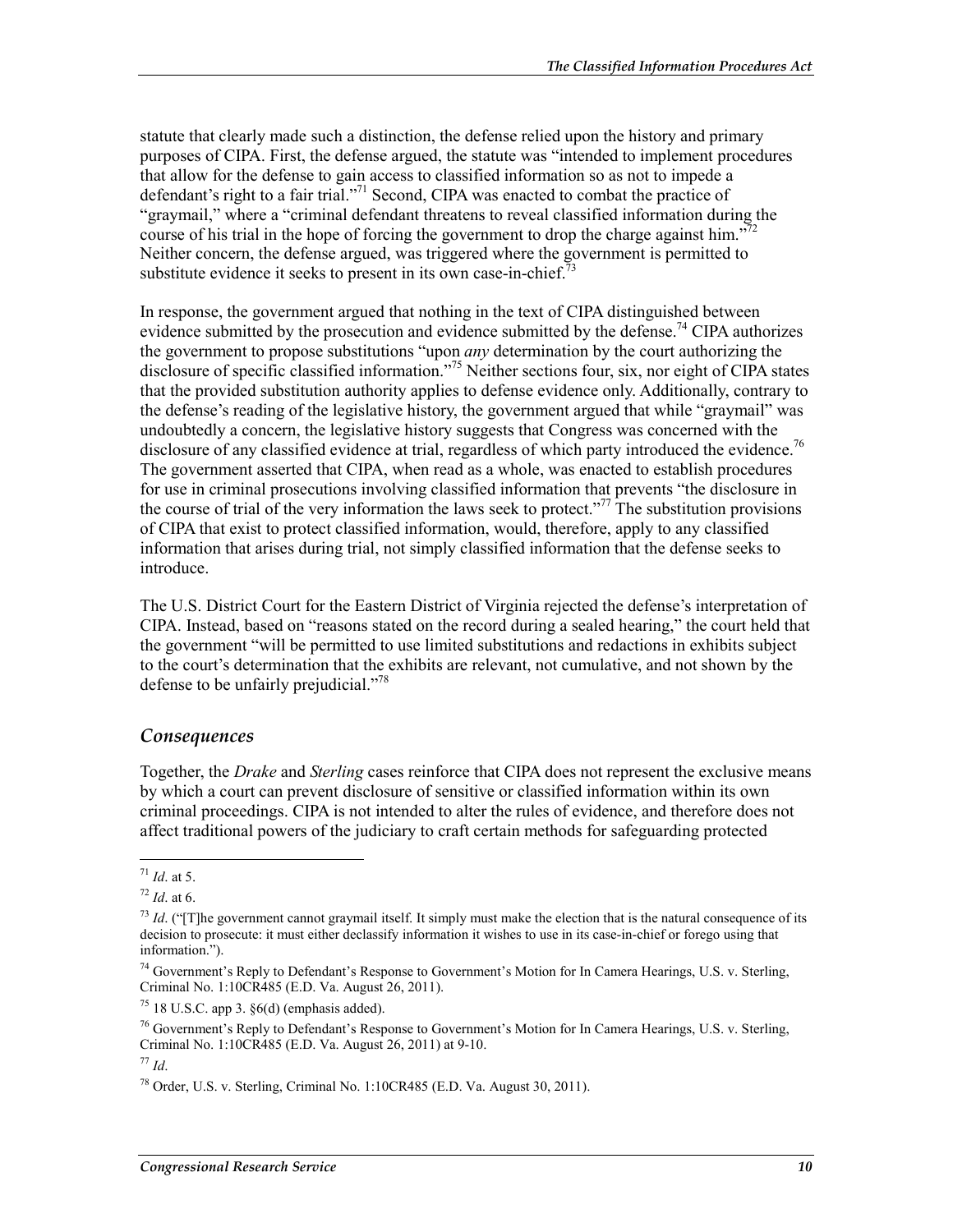statute that clearly made such a distinction, the defense relied upon the history and primary purposes of CIPA. First, the defense argued, the statute was "intended to implement procedures that allow for the defense to gain access to classified information so as not to impede a defendant's right to a fair trial."[71] Second, CIPA was enacted to combat the practice of "graymail," where a "criminal defendant threatens to reveal classified information during the course of his trial in the hope of forcing the government to drop the charge against him."[72] Neither concern, the defense argued, was triggered where the government is permitted to substitute evidence it seeks to present in its own case-in-chief.[73]

In response, the government argued that nothing in the text of CIPA distinguished between evidence submitted by the prosecution and evidence submitted by the defense.[74] CIPA authorizes the government to propose substitutions "upon *any* determination by the court authorizing the disclosure of specific classified information."[75] Neither sections four, six, nor eight of CIPA states that the provided substitution authority applies to defense evidence only. Additionally, contrary to the defense's reading of the legislative history, the government argued that while "graymail" was undoubtedly a concern, the legislative history suggests that Congress was concerned with the disclosure of any classified evidence at trial, regardless of which party introduced the evidence.[76] The government asserted that CIPA, when read as a whole, was enacted to establish procedures for use in criminal prosecutions involving classified information that prevents "the disclosure in the course of trial of the very information the laws seek to protect."[77] The substitution provisions of CIPA that exist to protect classified information, would, therefore, apply to any classified information that arises during trial, not simply classified information that the defense seeks to introduce.

The U.S. District Court for the Eastern District of Virginia rejected the defense's interpretation of CIPA. Instead, based on "reasons stated on the record during a sealed hearing," the court held that the government "will be permitted to use limited substitutions and redactions in exhibits subject to the court's determination that the exhibits are relevant, not cumulative, and not shown by the defense to be unfairly prejudicial."[78]

### *Consequences*

Together, the *Drake* and *Sterling* cases reinforce that CIPA does not represent the exclusive means by which a court can prevent disclosure of sensitive or classified information within its own criminal proceedings. CIPA is not intended to alter the rules of evidence, and therefore does not affect traditional powers of the judiciary to craft certain methods for safeguarding protected

---

[71] *Id*. at 5.

[72] *Id*. at 6.

[73] *Id*. ("[T]he government cannot graymail itself. It simply must make the election that is the natural consequence of its decision to prosecute: it must either declassify information it wishes to use in its case-in-chief or forego using that information.").

[74] Government's Reply to Defendant's Response to Government's Motion for In Camera Hearings, U.S. v. Sterling, Criminal No. 1:10CR485 (E.D. Va. August 26, 2011).

[75] 18 U.S.C. app 3. §6(d) (emphasis added).

[76] Government's Reply to Defendant's Response to Government's Motion for In Camera Hearings, U.S. v. Sterling, Criminal No. 1:10CR485 (E.D. Va. August 26, 2011) at 9-10.

[77] *Id*.

[78] Order, U.S. v. Sterling, Criminal No. 1:10CR485 (E.D. Va. August 30, 2011).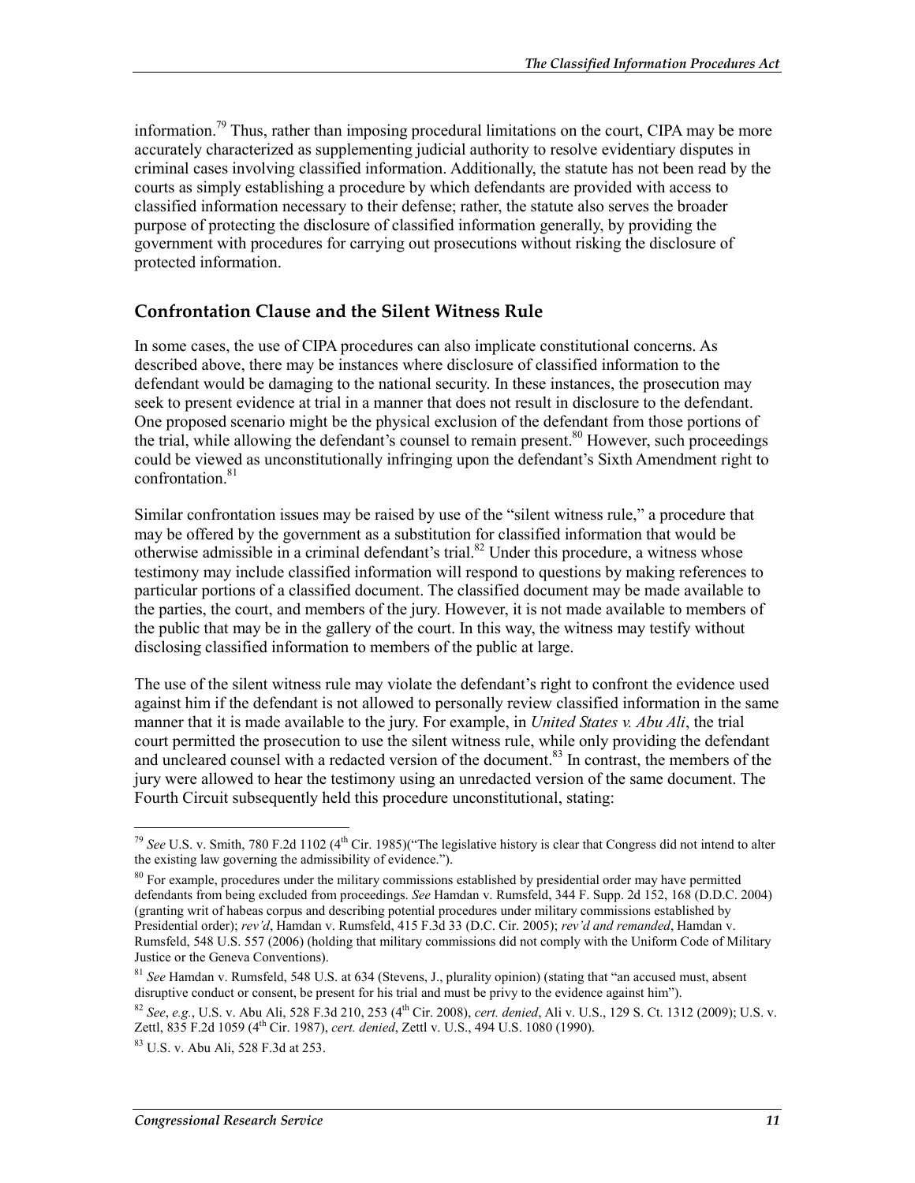information.[79] Thus, rather than imposing procedural limitations on the court, CIPA may be more accurately characterized as supplementing judicial authority to resolve evidentiary disputes in criminal cases involving classified information. Additionally, the statute has not been read by the courts as simply establishing a procedure by which defendants are provided with access to classified information necessary to their defense; rather, the statute also serves the broader purpose of protecting the disclosure of classified information generally, by providing the government with procedures for carrying out prosecutions without risking the disclosure of protected information.

## Confrontation Clause and the Silent Witness Rule

In some cases, the use of CIPA procedures can also implicate constitutional concerns. As described above, there may be instances where disclosure of classified information to the defendant would be damaging to the national security. In these instances, the prosecution may seek to present evidence at trial in a manner that does not result in disclosure to the defendant. One proposed scenario might be the physical exclusion of the defendant from those portions of the trial, while allowing the defendant's counsel to remain present.[80] However, such proceedings could be viewed as unconstitutionally infringing upon the defendant's Sixth Amendment right to confrontation.[81]

Similar confrontation issues may be raised by use of the "silent witness rule," a procedure that may be offered by the government as a substitution for classified information that would be otherwise admissible in a criminal defendant's trial.[82] Under this procedure, a witness whose testimony may include classified information will respond to questions by making references to particular portions of a classified document. The classified document may be made available to the parties, the court, and members of the jury. However, it is not made available to members of the public that may be in the gallery of the court. In this way, the witness may testify without disclosing classified information to members of the public at large.

The use of the silent witness rule may violate the defendant's right to confront the evidence used against him if the defendant is not allowed to personally review classified information in the same manner that it is made available to the jury. For example, in *United States v. Abu Ali*, the trial court permitted the prosecution to use the silent witness rule, while only providing the defendant and uncleared counsel with a redacted version of the document.[83] In contrast, the members of the jury were allowed to hear the testimony using an unredacted version of the same document. The Fourth Circuit subsequently held this procedure unconstitutional, stating:

---

[79] *See* U.S. v. Smith, 780 F.2d 1102 (4th Cir. 1985)("The legislative history is clear that Congress did not intend to alter the existing law governing the admissibility of evidence.").

[80] For example, procedures under the military commissions established by presidential order may have permitted defendants from being excluded from proceedings. *See* Hamdan v. Rumsfeld, 344 F. Supp. 2d 152, 168 (D.D.C. 2004) (granting writ of habeas corpus and describing potential procedures under military commissions established by Presidential order); *rev'd*, Hamdan v. Rumsfeld, 415 F.3d 33 (D.C. Cir. 2005); *rev'd and remanded*, Hamdan v. Rumsfeld, 548 U.S. 557 (2006) (holding that military commissions did not comply with the Uniform Code of Military Justice or the Geneva Conventions).

[81] *See* Hamdan v. Rumsfeld, 548 U.S. at 634 (Stevens, J., plurality opinion) (stating that "an accused must, absent disruptive conduct or consent, be present for his trial and must be privy to the evidence against him").

[82] *See*, *e.g.*, U.S. v. Abu Ali, 528 F.3d 210, 253 (4th Cir. 2008), *cert. denied*, Ali v. U.S., 129 S. Ct. 1312 (2009); U.S. v. Zettl, 835 F.2d 1059 (4th Cir. 1987), *cert. denied*, Zettl v. U.S., 494 U.S. 1080 (1990).

[83] U.S. v. Abu Ali, 528 F.3d at 253.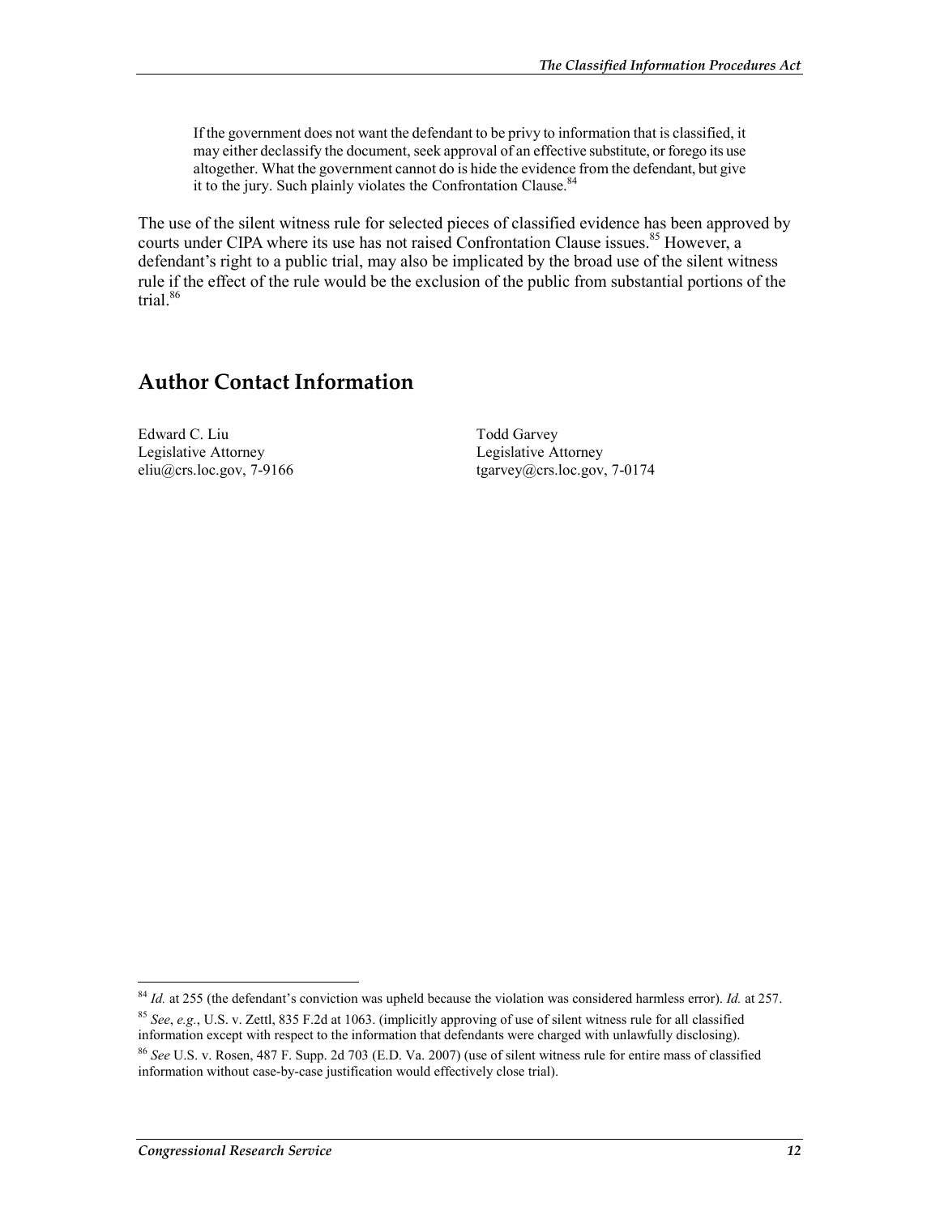> If the government does not want the defendant to be privy to information that is classified, it may either declassify the document, seek approval of an effective substitute, or forego its use altogether. What the government cannot do is hide the evidence from the defendant, but give it to the jury. Such plainly violates the Confrontation Clause.[84]

The use of the silent witness rule for selected pieces of classified evidence has been approved by courts under CIPA where its use has not raised Confrontation Clause issues.[85] However, a defendant's right to a public trial, may also be implicated by the broad use of the silent witness rule if the effect of the rule would be the exclusion of the public from substantial portions of the trial.[86]

## Author Contact Information

Edward C. Liu
Legislative Attorney
eliu@crs.loc.gov, 7-9166

Todd Garvey
Legislative Attorney
tgarvey@crs.loc.gov, 7-0174

---

[84] *Id.* at 255 (the defendant's conviction was upheld because the violation was considered harmless error). *Id.* at 257.

[85] *See*, *e.g.*, U.S. v. Zettl, 835 F.2d at 1063. (implicitly approving of use of silent witness rule for all classified information except with respect to the information that defendants were charged with unlawfully disclosing).

[86] *See* U.S. v. Rosen, 487 F. Supp. 2d 703 (E.D. Va. 2007) (use of silent witness rule for entire mass of classified information without case-by-case justification would effectively close trial).